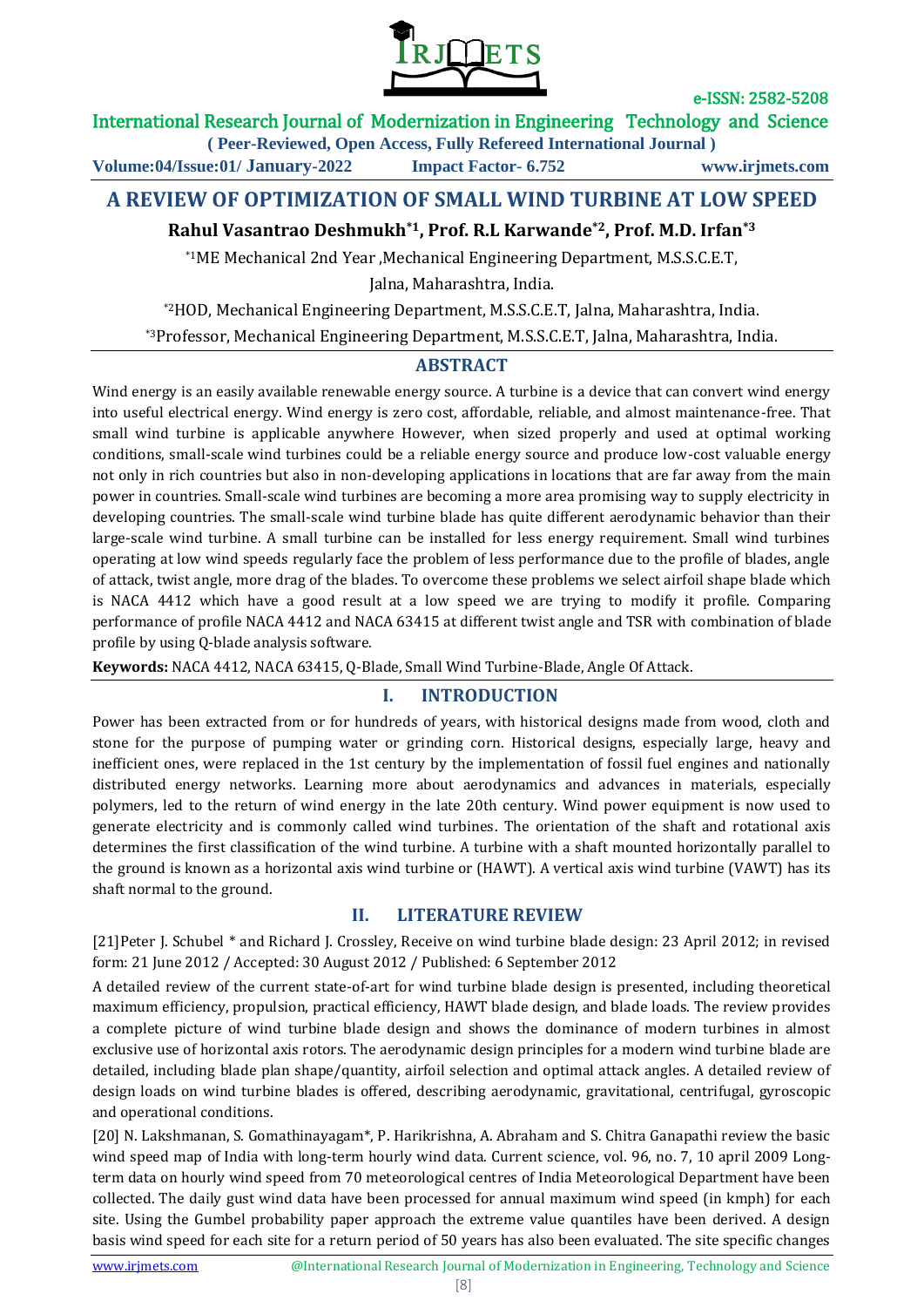# A REVIEW OF OPTIMIZATION OF SMALL WIND TURBINE AT LOW SPEED

**Rahul Vasantrao Deshmukh[*1], Prof. R.L Karwande[*2], Prof. M.D. Irfan[*3]**

[*1]ME Mechanical 2nd Year ,Mechanical Engineering Department, M.S.S.C.E.T, Jalna, Maharashtra, India.

[*2]HOD, Mechanical Engineering Department, M.S.S.C.E.T, Jalna, Maharashtra, India.

[*3]Professor, Mechanical Engineering Department, M.S.S.C.E.T, Jalna, Maharashtra, India.

## ABSTRACT

Wind energy is an easily available renewable energy source. A turbine is a device that can convert wind energy into useful electrical energy. Wind energy is zero cost, affordable, reliable, and almost maintenance-free. That small wind turbine is applicable anywhere However, when sized properly and used at optimal working conditions, small-scale wind turbines could be a reliable energy source and produce low-cost valuable energy not only in rich countries but also in non-developing applications in locations that are far away from the main power in countries. Small-scale wind turbines are becoming a more area promising way to supply electricity in developing countries. The small-scale wind turbine blade has quite different aerodynamic behavior than their large-scale wind turbine. A small turbine can be installed for less energy requirement. Small wind turbines operating at low wind speeds regularly face the problem of less performance due to the profile of blades, angle of attack, twist angle, more drag of the blades. To overcome these problems we select airfoil shape blade which is NACA 4412 which have a good result at a low speed we are trying to modify it profile. Comparing performance of profile NACA 4412 and NACA 63415 at different twist angle and TSR with combination of blade profile by using Q-blade analysis software.

**Keywords:** NACA 4412, NACA 63415, Q-Blade, Small Wind Turbine-Blade, Angle Of Attack.

## I. INTRODUCTION

Power has been extracted from or for hundreds of years, with historical designs made from wood, cloth and stone for the purpose of pumping water or grinding corn. Historical designs, especially large, heavy and inefficient ones, were replaced in the 1st century by the implementation of fossil fuel engines and nationally distributed energy networks. Learning more about aerodynamics and advances in materials, especially polymers, led to the return of wind energy in the late 20th century. Wind power equipment is now used to generate electricity and is commonly called wind turbines. The orientation of the shaft and rotational axis determines the first classification of the wind turbine. A turbine with a shaft mounted horizontally parallel to the ground is known as a horizontal axis wind turbine or (HAWT). A vertical axis wind turbine (VAWT) has its shaft normal to the ground.

## II. LITERATURE REVIEW

[21]Peter J. Schubel * and Richard J. Crossley, Receive on wind turbine blade design: 23 April 2012; in revised form: 21 June 2012 / Accepted: 30 August 2012 / Published: 6 September 2012

A detailed review of the current state-of-art for wind turbine blade design is presented, including theoretical maximum efficiency, propulsion, practical efficiency, HAWT blade design, and blade loads. The review provides a complete picture of wind turbine blade design and shows the dominance of modern turbines in almost exclusive use of horizontal axis rotors. The aerodynamic design principles for a modern wind turbine blade are detailed, including blade plan shape/quantity, airfoil selection and optimal attack angles. A detailed review of design loads on wind turbine blades is offered, describing aerodynamic, gravitational, centrifugal, gyroscopic and operational conditions.

[20] N. Lakshmanan, S. Gomathinayagam*, P. Harikrishna, A. Abraham and S. Chitra Ganapathi review the basic wind speed map of India with long-term hourly wind data. Current science, vol. 96, no. 7, 10 april 2009 Long-term data on hourly wind speed from 70 meteorological centres of India Meteorological Department have been collected. The daily gust wind data have been processed for annual maximum wind speed (in kmph) for each site. Using the Gumbel probability paper approach the extreme value quantiles have been derived. A design basis wind speed for each site for a return period of 50 years has also been evaluated. The site specific changes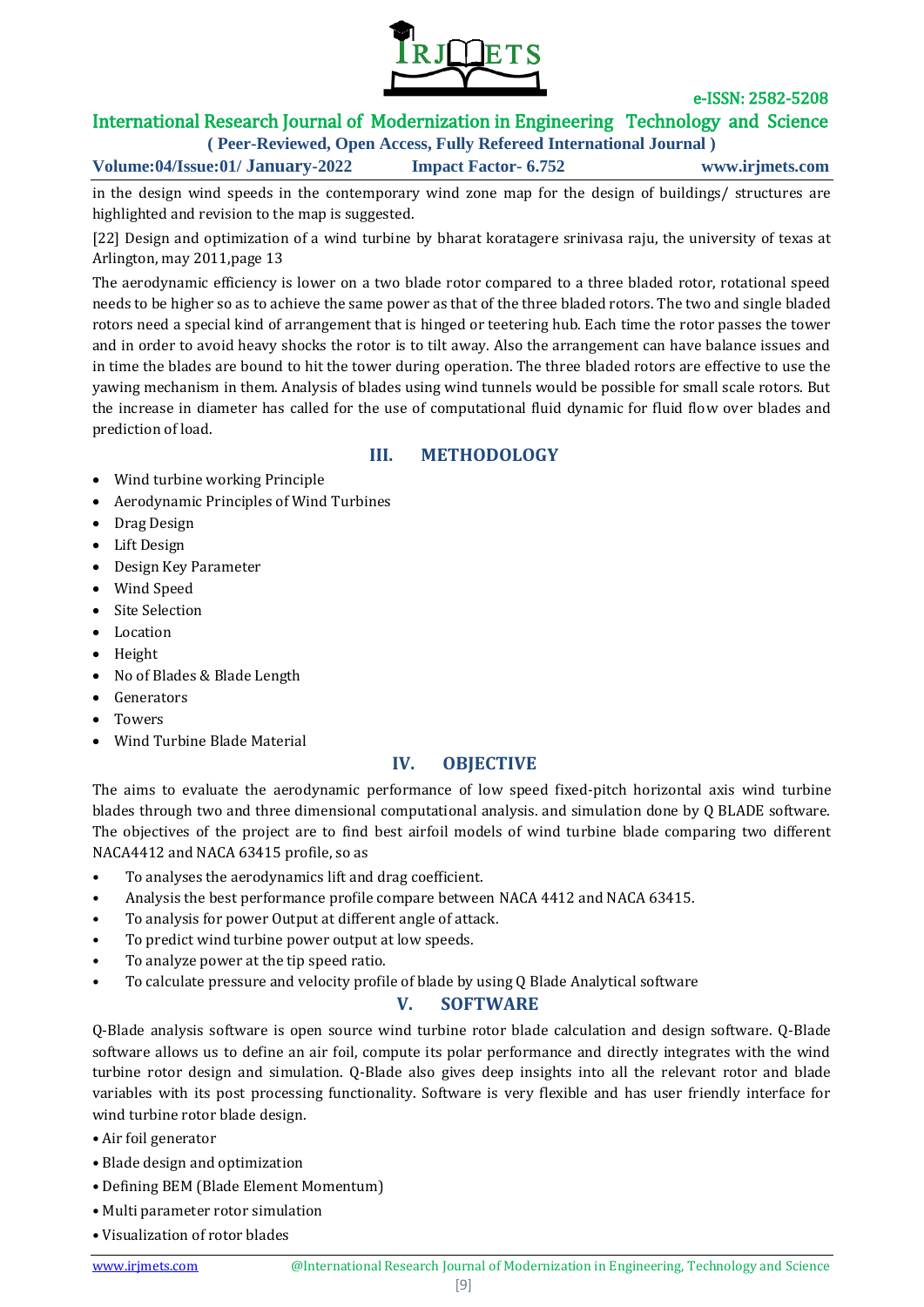in the design wind speeds in the contemporary wind zone map for the design of buildings/ structures are highlighted and revision to the map is suggested.

[22] Design and optimization of a wind turbine by bharat koratagere srinivasa raju, the university of texas at Arlington, may 2011,page 13

The aerodynamic efficiency is lower on a two blade rotor compared to a three bladed rotor, rotational speed needs to be higher so as to achieve the same power as that of the three bladed rotors. The two and single bladed rotors need a special kind of arrangement that is hinged or teetering hub. Each time the rotor passes the tower and in order to avoid heavy shocks the rotor is to tilt away. Also the arrangement can have balance issues and in time the blades are bound to hit the tower during operation. The three bladed rotors are effective to use the yawing mechanism in them. Analysis of blades using wind tunnels would be possible for small scale rotors. But the increase in diameter has called for the use of computational fluid dynamic for fluid flow over blades and prediction of load.

## III. METHODOLOGY

- Wind turbine working Principle
- Aerodynamic Principles of Wind Turbines
- Drag Design
- Lift Design
- Design Key Parameter
- Wind Speed
- Site Selection
- Location
- Height
- No of Blades & Blade Length
- Generators
- Towers
- Wind Turbine Blade Material

## IV. OBJECTIVE

The aims to evaluate the aerodynamic performance of low speed fixed-pitch horizontal axis wind turbine blades through two and three dimensional computational analysis. and simulation done by Q BLADE software. The objectives of the project are to find best airfoil models of wind turbine blade comparing two different NACA4412 and NACA 63415 profile, so as

- To analyses the aerodynamics lift and drag coefficient.
- Analysis the best performance profile compare between NACA 4412 and NACA 63415.
- To analysis for power Output at different angle of attack.
- To predict wind turbine power output at low speeds.
- To analyze power at the tip speed ratio.
- To calculate pressure and velocity profile of blade by using Q Blade Analytical software

## V. SOFTWARE

Q-Blade analysis software is open source wind turbine rotor blade calculation and design software. Q-Blade software allows us to define an air foil, compute its polar performance and directly integrates with the wind turbine rotor design and simulation. Q-Blade also gives deep insights into all the relevant rotor and blade variables with its post processing functionality. Software is very flexible and has user friendly interface for wind turbine rotor blade design.

- Air foil generator
- Blade design and optimization
- Defining BEM (Blade Element Momentum)
- Multi parameter rotor simulation
- Visualization of rotor blades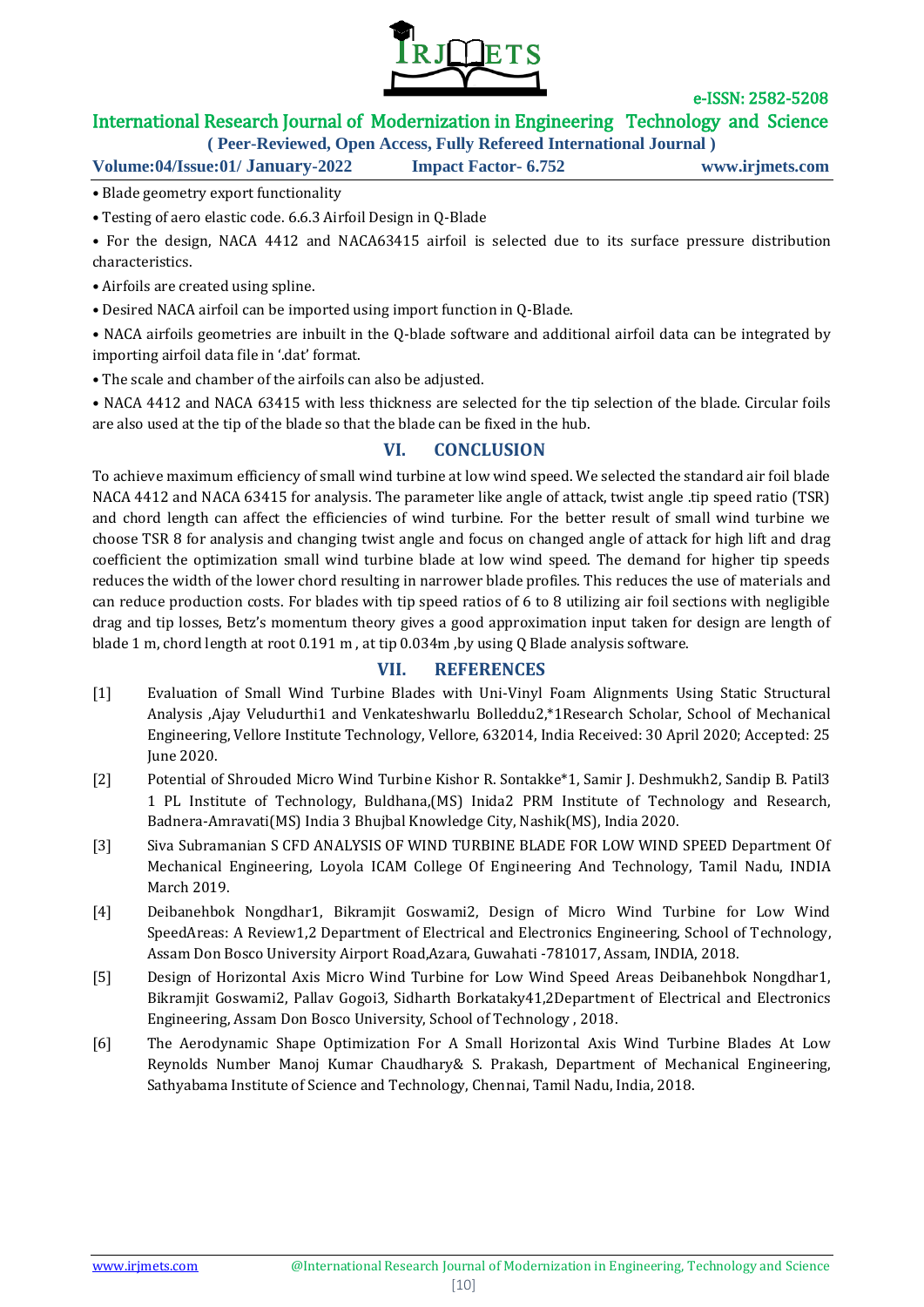- Blade geometry export functionality
- Testing of aero elastic code. 6.6.3 Airfoil Design in Q-Blade
- For the design, NACA 4412 and NACA63415 airfoil is selected due to its surface pressure distribution characteristics.
- Airfoils are created using spline.
- Desired NACA airfoil can be imported using import function in Q-Blade.
- NACA airfoils geometries are inbuilt in the Q-blade software and additional airfoil data can be integrated by importing airfoil data file in '.dat' format.
- The scale and chamber of the airfoils can also be adjusted.
- NACA 4412 and NACA 63415 with less thickness are selected for the tip selection of the blade. Circular foils are also used at the tip of the blade so that the blade can be fixed in the hub.

## VI. CONCLUSION

To achieve maximum efficiency of small wind turbine at low wind speed. We selected the standard air foil blade NACA 4412 and NACA 63415 for analysis. The parameter like angle of attack, twist angle .tip speed ratio (TSR) and chord length can affect the efficiencies of wind turbine. For the better result of small wind turbine we choose TSR 8 for analysis and changing twist angle and focus on changed angle of attack for high lift and drag coefficient the optimization small wind turbine blade at low wind speed. The demand for higher tip speeds reduces the width of the lower chord resulting in narrower blade profiles. This reduces the use of materials and can reduce production costs. For blades with tip speed ratios of 6 to 8 utilizing air foil sections with negligible drag and tip losses, Betz's momentum theory gives a good approximation input taken for design are length of blade 1 m, chord length at root 0.191 m , at tip 0.034m ,by using Q Blade analysis software.

## VII. REFERENCES

[1] Evaluation of Small Wind Turbine Blades with Uni-Vinyl Foam Alignments Using Static Structural Analysis ,Ajay Veludurthi1 and Venkateshwarlu Bolleddu2,*1Research Scholar, School of Mechanical Engineering, Vellore Institute Technology, Vellore, 632014, India Received: 30 April 2020; Accepted: 25 June 2020.

[2] Potential of Shrouded Micro Wind Turbine Kishor R. Sontakke*1, Samir J. Deshmukh2, Sandip B. Patil3 1 PL Institute of Technology, Buldhana,(MS) Inida2 PRM Institute of Technology and Research, Badnera-Amravati(MS) India 3 Bhujbal Knowledge City, Nashik(MS), India 2020.

[3] Siva Subramanian S CFD ANALYSIS OF WIND TURBINE BLADE FOR LOW WIND SPEED Department Of Mechanical Engineering, Loyola ICAM College Of Engineering And Technology, Tamil Nadu, INDIA March 2019.

[4] Deibanehbok Nongdhar1, Bikramjit Goswami2, Design of Micro Wind Turbine for Low Wind SpeedAreas: A Review1,2 Department of Electrical and Electronics Engineering, School of Technology, Assam Don Bosco University Airport Road,Azara, Guwahati -781017, Assam, INDIA, 2018.

[5] Design of Horizontal Axis Micro Wind Turbine for Low Wind Speed Areas Deibanehbok Nongdhar1, Bikramjit Goswami2, Pallav Gogoi3, Sidharth Borkataky41,2Department of Electrical and Electronics Engineering, Assam Don Bosco University, School of Technology , 2018.

[6] The Aerodynamic Shape Optimization For A Small Horizontal Axis Wind Turbine Blades At Low Reynolds Number Manoj Kumar Chaudhary& S. Prakash, Department of Mechanical Engineering, Sathyabama Institute of Science and Technology, Chennai, Tamil Nadu, India, 2018.